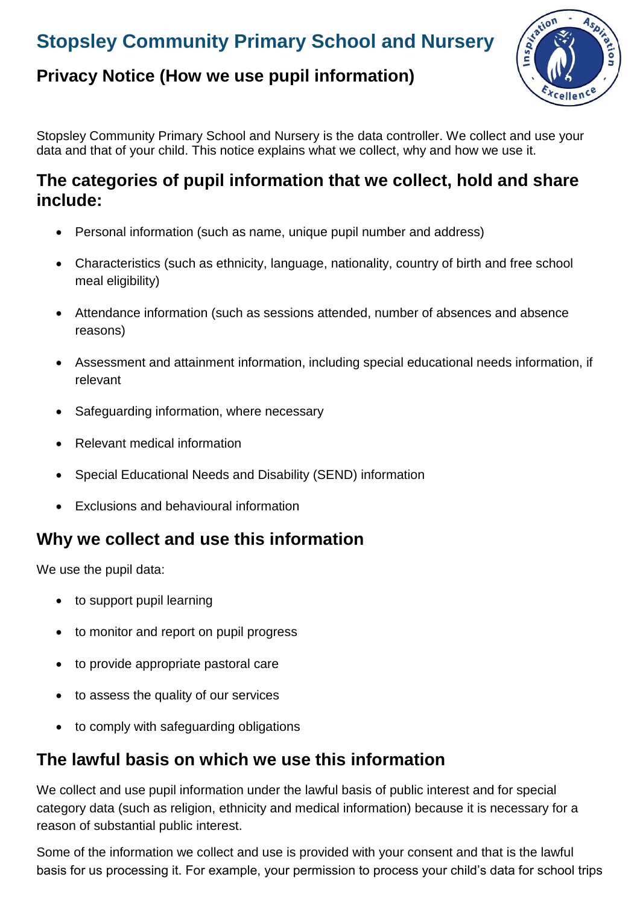# Stopsley Community Primary School and Nursery

## Privacy Notice (How we use pupil information)

Stopsley Community Primary School and Nursery is the data controller. We collect and use your data and that of your child. This notice explains what we collect, why and how we use it.

## The categories of pupil information that we collect, hold and share include:

- Personal information (such as name, unique pupil number and address)
- Characteristics (such as ethnicity, language, nationality, country of birth and free school meal eligibility)
- Attendance information (such as sessions attended, number of absences and absence reasons)
- Assessment and attainment information, including special educational needs information, if relevant
- Safeguarding information, where necessary
- Relevant medical information
- Special Educational Needs and Disability (SEND) information
- Exclusions and behavioural information

## Why we collect and use this information

We use the pupil data:

- to support pupil learning
- to monitor and report on pupil progress
- to provide appropriate pastoral care
- to assess the quality of our services
- to comply with safeguarding obligations

## The lawful basis on which we use this information

We collect and use pupil information under the lawful basis of public interest and for special category data (such as religion, ethnicity and medical information) because it is necessary for a reason of substantial public interest.

Some of the information we collect and use is provided with your consent and that is the lawful basis for us processing it. For example, your permission to process your child's data for school trips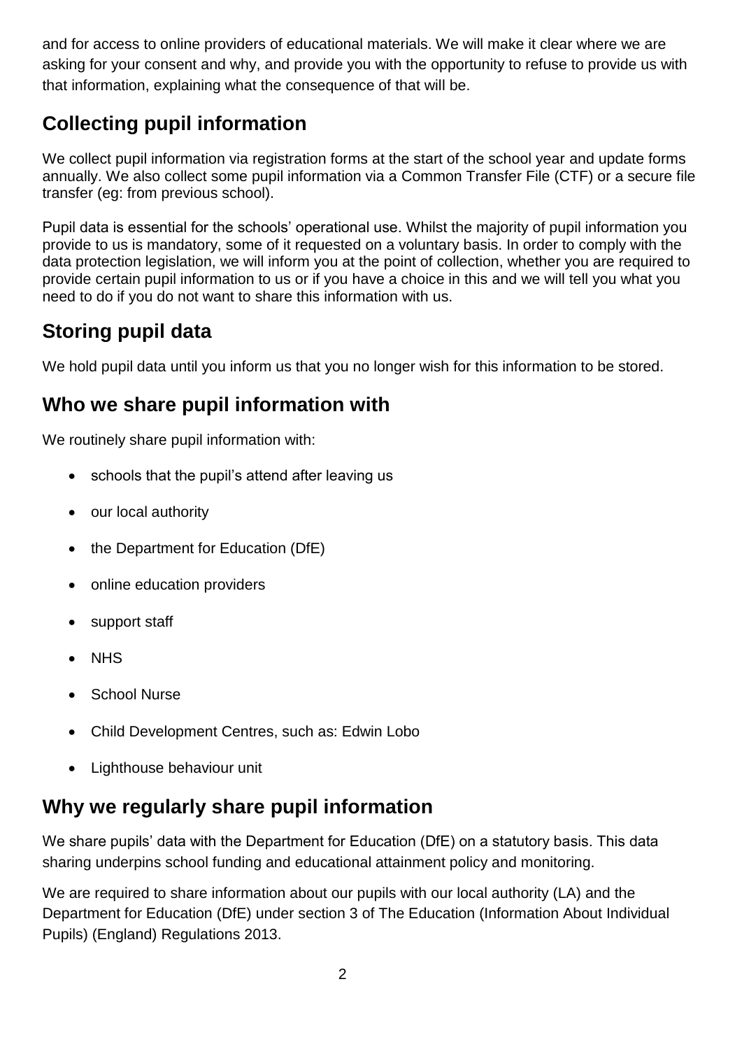and for access to online providers of educational materials. We will make it clear where we are asking for your consent and why, and provide you with the opportunity to refuse to provide us with that information, explaining what the consequence of that will be.

## Collecting pupil information

We collect pupil information via registration forms at the start of the school year and update forms annually. We also collect some pupil information via a Common Transfer File (CTF) or a secure file transfer (eg: from previous school).

Pupil data is essential for the schools' operational use. Whilst the majority of pupil information you provide to us is mandatory, some of it requested on a voluntary basis. In order to comply with the data protection legislation, we will inform you at the point of collection, whether you are required to provide certain pupil information to us or if you have a choice in this and we will tell you what you need to do if you do not want to share this information with us.

## Storing pupil data

We hold pupil data until you inform us that you no longer wish for this information to be stored.

## Who we share pupil information with

We routinely share pupil information with:

- schools that the pupil's attend after leaving us
- our local authority
- the Department for Education (DfE)
- online education providers
- support staff
- NHS
- School Nurse
- Child Development Centres, such as: Edwin Lobo
- Lighthouse behaviour unit

## Why we regularly share pupil information

We share pupils' data with the Department for Education (DfE) on a statutory basis. This data sharing underpins school funding and educational attainment policy and monitoring.

We are required to share information about our pupils with our local authority (LA) and the Department for Education (DfE) under section 3 of The Education (Information About Individual Pupils) (England) Regulations 2013.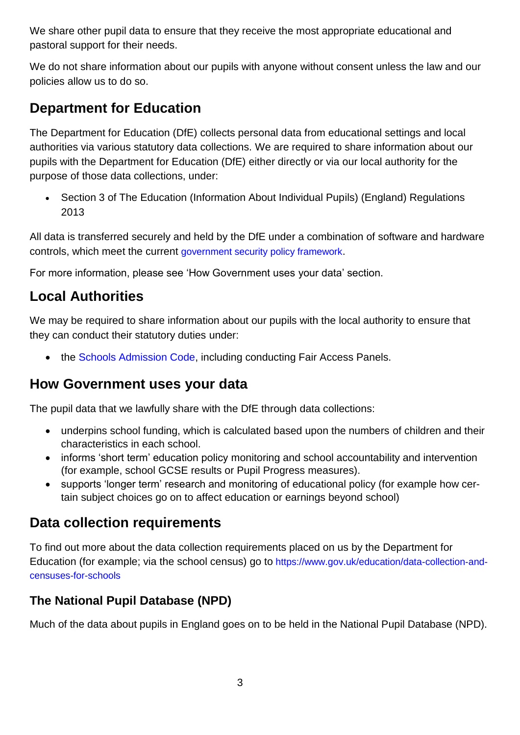We share other pupil data to ensure that they receive the most appropriate educational and pastoral support for their needs.

We do not share information about our pupils with anyone without consent unless the law and our policies allow us to do so.

## Department for Education

The Department for Education (DfE) collects personal data from educational settings and local authorities via various statutory data collections. We are required to share information about our pupils with the Department for Education (DfE) either directly or via our local authority for the purpose of those data collections, under:

- Section 3 of The Education (Information About Individual Pupils) (England) Regulations 2013

All data is transferred securely and held by the DfE under a combination of software and hardware controls, which meet the current government security policy framework.

For more information, please see 'How Government uses your data' section.

## Local Authorities

We may be required to share information about our pupils with the local authority to ensure that they can conduct their statutory duties under:

- the Schools Admission Code, including conducting Fair Access Panels.

## How Government uses your data

The pupil data that we lawfully share with the DfE through data collections:

- underpins school funding, which is calculated based upon the numbers of children and their characteristics in each school.
- informs 'short term' education policy monitoring and school accountability and intervention (for example, school GCSE results or Pupil Progress measures).
- supports 'longer term' research and monitoring of educational policy (for example how certain subject choices go on to affect education or earnings beyond school)

## Data collection requirements

To find out more about the data collection requirements placed on us by the Department for Education (for example; via the school census) go to https://www.gov.uk/education/data-collection-and-censuses-for-schools

### The National Pupil Database (NPD)

Much of the data about pupils in England goes on to be held in the National Pupil Database (NPD).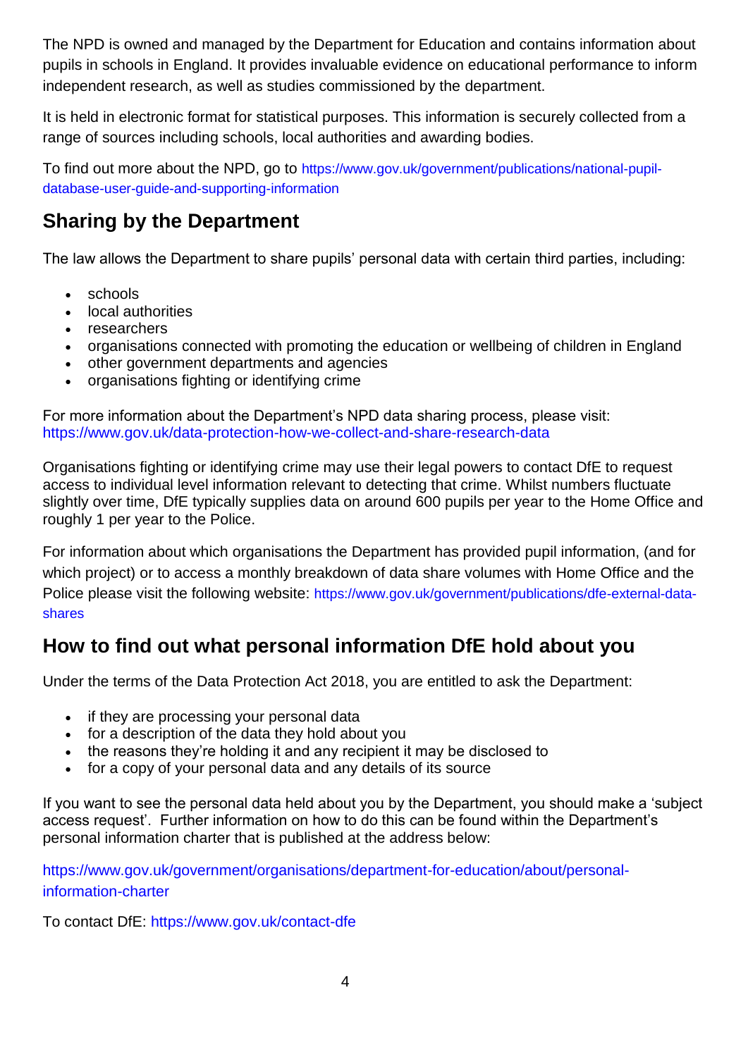The NPD is owned and managed by the Department for Education and contains information about pupils in schools in England. It provides invaluable evidence on educational performance to inform independent research, as well as studies commissioned by the department.

It is held in electronic format for statistical purposes. This information is securely collected from a range of sources including schools, local authorities and awarding bodies.

To find out more about the NPD, go to https://www.gov.uk/government/publications/national-pupil-database-user-guide-and-supporting-information

## Sharing by the Department

The law allows the Department to share pupils' personal data with certain third parties, including:

- schools
- local authorities
- researchers
- organisations connected with promoting the education or wellbeing of children in England
- other government departments and agencies
- organisations fighting or identifying crime

For more information about the Department's NPD data sharing process, please visit: https://www.gov.uk/data-protection-how-we-collect-and-share-research-data

Organisations fighting or identifying crime may use their legal powers to contact DfE to request access to individual level information relevant to detecting that crime. Whilst numbers fluctuate slightly over time, DfE typically supplies data on around 600 pupils per year to the Home Office and roughly 1 per year to the Police.

For information about which organisations the Department has provided pupil information, (and for which project) or to access a monthly breakdown of data share volumes with Home Office and the Police please visit the following website: https://www.gov.uk/government/publications/dfe-external-data-shares

## How to find out what personal information DfE hold about you

Under the terms of the Data Protection Act 2018, you are entitled to ask the Department:

- if they are processing your personal data
- for a description of the data they hold about you
- the reasons they're holding it and any recipient it may be disclosed to
- for a copy of your personal data and any details of its source

If you want to see the personal data held about you by the Department, you should make a 'subject access request'. Further information on how to do this can be found within the Department's personal information charter that is published at the address below:

https://www.gov.uk/government/organisations/department-for-education/about/personal-information-charter

To contact DfE: https://www.gov.uk/contact-dfe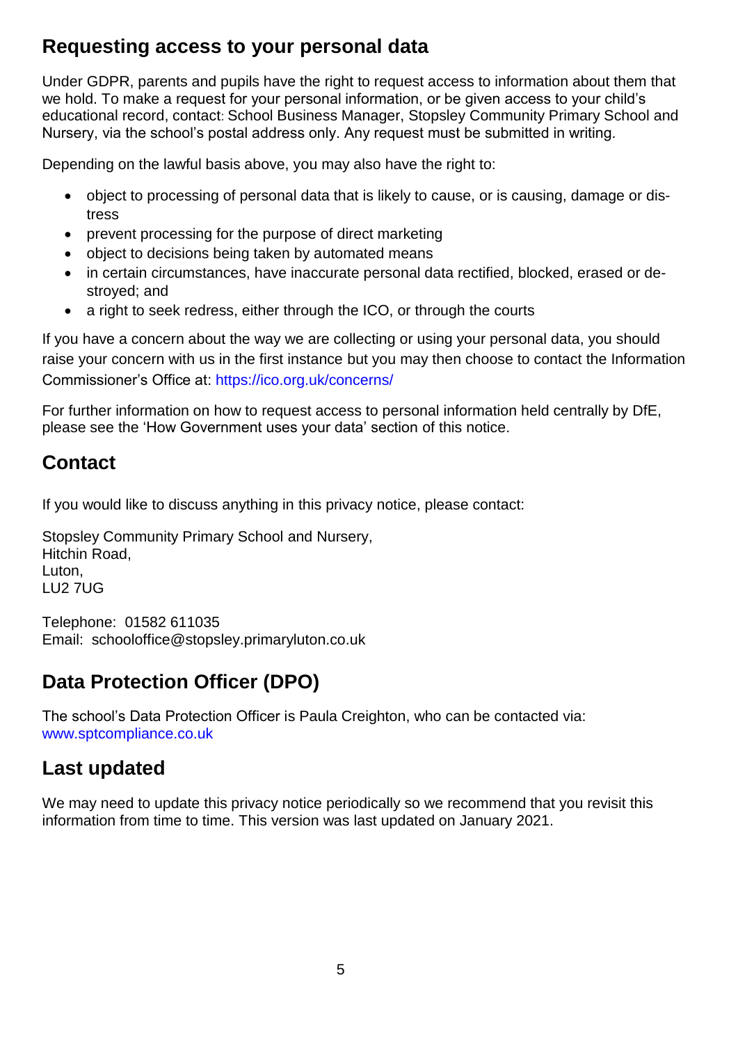## Requesting access to your personal data

Under GDPR, parents and pupils have the right to request access to information about them that we hold. To make a request for your personal information, or be given access to your child's educational record, contact: School Business Manager, Stopsley Community Primary School and Nursery, via the school's postal address only. Any request must be submitted in writing.

Depending on the lawful basis above, you may also have the right to:

- object to processing of personal data that is likely to cause, or is causing, damage or distress
- prevent processing for the purpose of direct marketing
- object to decisions being taken by automated means
- in certain circumstances, have inaccurate personal data rectified, blocked, erased or destroyed; and
- a right to seek redress, either through the ICO, or through the courts

If you have a concern about the way we are collecting or using your personal data, you should raise your concern with us in the first instance but you may then choose to contact the Information Commissioner's Office at: https://ico.org.uk/concerns/

For further information on how to request access to personal information held centrally by DfE, please see the 'How Government uses your data' section of this notice.

## Contact

If you would like to discuss anything in this privacy notice, please contact:

Stopsley Community Primary School and Nursery,
Hitchin Road,
Luton,
LU2 7UG

Telephone: 01582 611035
Email: schooloffice@stopsley.primaryluton.co.uk

## Data Protection Officer (DPO)

The school's Data Protection Officer is Paula Creighton, who can be contacted via: www.sptcompliance.co.uk

## Last updated

We may need to update this privacy notice periodically so we recommend that you revisit this information from time to time. This version was last updated on January 2021.